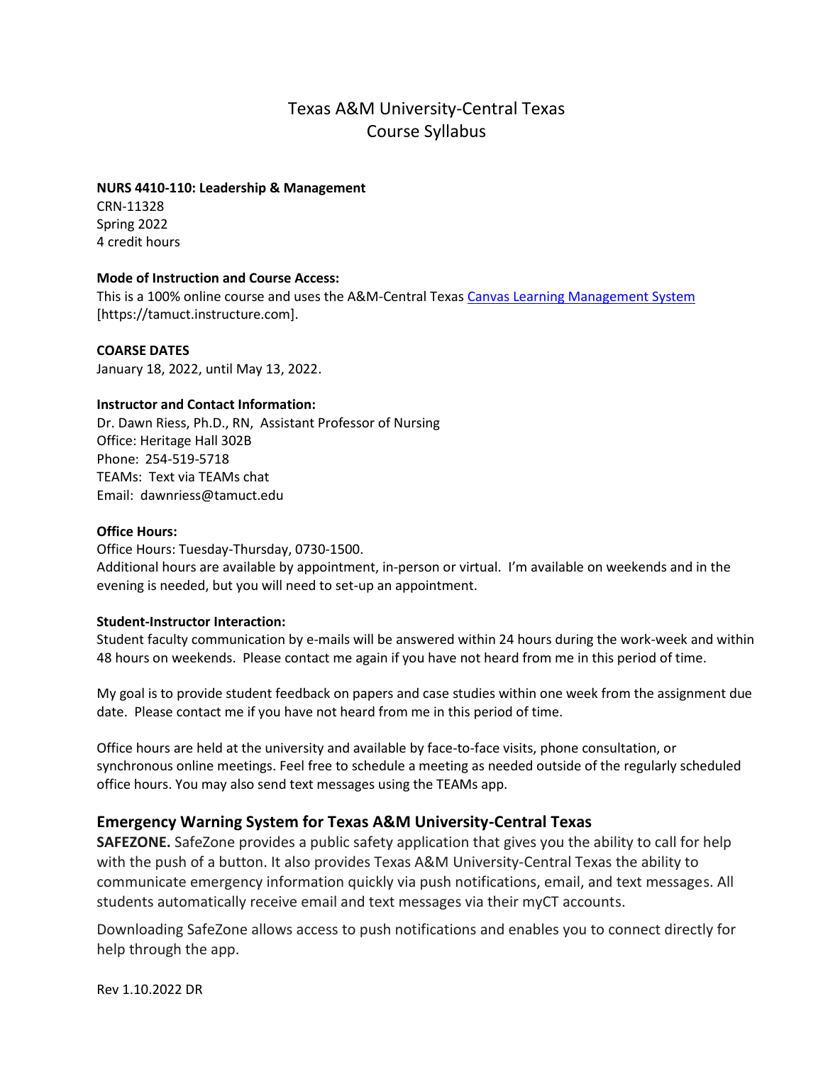# Texas A&M University-Central Texas
# Course Syllabus

**NURS 4410-110: Leadership & Management**
CRN-11328
Spring 2022
4 credit hours

**Mode of Instruction and Course Access:**
This is a 100% online course and uses the A&M-Central Texas [Canvas Learning Management System](https://tamuct.instructure.com) [https://tamuct.instructure.com].

**COARSE DATES**
January 18, 2022, until May 13, 2022.

**Instructor and Contact Information:**
Dr. Dawn Riess, Ph.D., RN, Assistant Professor of Nursing
Office: Heritage Hall 302B
Phone: 254-519-5718
TEAMs: Text via TEAMs chat
Email: dawnriess@tamuct.edu

**Office Hours:**
Office Hours: Tuesday-Thursday, 0730-1500.
Additional hours are available by appointment, in-person or virtual. I'm available on weekends and in the evening is needed, but you will need to set-up an appointment.

**Student-Instructor Interaction:**
Student faculty communication by e-mails will be answered within 24 hours during the work-week and within 48 hours on weekends. Please contact me again if you have not heard from me in this period of time.

My goal is to provide student feedback on papers and case studies within one week from the assignment due date. Please contact me if you have not heard from me in this period of time.

Office hours are held at the university and available by face-to-face visits, phone consultation, or synchronous online meetings. Feel free to schedule a meeting as needed outside of the regularly scheduled office hours. You may also send text messages using the TEAMs app.

## Emergency Warning System for Texas A&M University-Central Texas

**SAFEZONE.** SafeZone provides a public safety application that gives you the ability to call for help with the push of a button. It also provides Texas A&M University-Central Texas the ability to communicate emergency information quickly via push notifications, email, and text messages. All students automatically receive email and text messages via their myCT accounts.

Downloading SafeZone allows access to push notifications and enables you to connect directly for help through the app.

Rev 1.10.2022 DR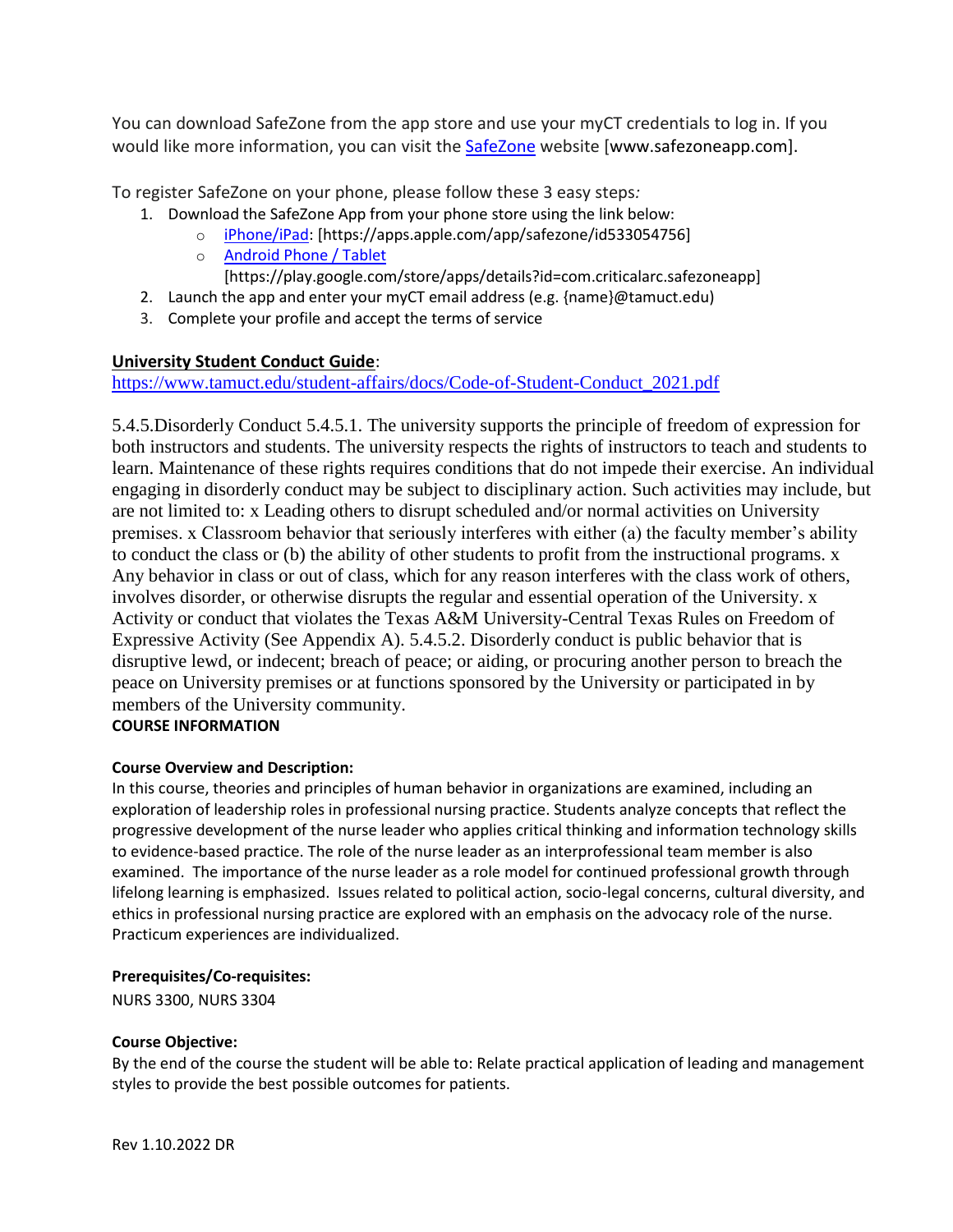You can download SafeZone from the app store and use your myCT credentials to log in. If you would like more information, you can visit the [SafeZone](http://www.safezoneapp.com) website [www.safezoneapp.com].

To register SafeZone on your phone, please follow these 3 easy steps:

1. Download the SafeZone App from your phone store using the link below:
   - iPhone/iPad: [https://apps.apple.com/app/safezone/id533054756]
   - Android Phone / Tablet [https://play.google.com/store/apps/details?id=com.criticalarc.safezoneapp]
2. Launch the app and enter your myCT email address (e.g. {name}@tamuct.edu)
3. Complete your profile and accept the terms of service

**University Student Conduct Guide**:
https://www.tamuct.edu/student-affairs/docs/Code-of-Student-Conduct_2021.pdf

5.4.5.Disorderly Conduct 5.4.5.1. The university supports the principle of freedom of expression for both instructors and students. The university respects the rights of instructors to teach and students to learn. Maintenance of these rights requires conditions that do not impede their exercise. An individual engaging in disorderly conduct may be subject to disciplinary action. Such activities may include, but are not limited to: x Leading others to disrupt scheduled and/or normal activities on University premises. x Classroom behavior that seriously interferes with either (a) the faculty member's ability to conduct the class or (b) the ability of other students to profit from the instructional programs. x Any behavior in class or out of class, which for any reason interferes with the class work of others, involves disorder, or otherwise disrupts the regular and essential operation of the University. x Activity or conduct that violates the Texas A&M University-Central Texas Rules on Freedom of Expressive Activity (See Appendix A). 5.4.5.2. Disorderly conduct is public behavior that is disruptive lewd, or indecent; breach of peace; or aiding, or procuring another person to breach the peace on University premises or at functions sponsored by the University or participated in by members of the University community.

## COURSE INFORMATION

**Course Overview and Description:**

In this course, theories and principles of human behavior in organizations are examined, including an exploration of leadership roles in professional nursing practice. Students analyze concepts that reflect the progressive development of the nurse leader who applies critical thinking and information technology skills to evidence-based practice. The role of the nurse leader as an interprofessional team member is also examined. The importance of the nurse leader as a role model for continued professional growth through lifelong learning is emphasized. Issues related to political action, socio-legal concerns, cultural diversity, and ethics in professional nursing practice are explored with an emphasis on the advocacy role of the nurse. Practicum experiences are individualized.

**Prerequisites/Co-requisites:**

NURS 3300, NURS 3304

**Course Objective:**

By the end of the course the student will be able to: Relate practical application of leading and management styles to provide the best possible outcomes for patients.

Rev 1.10.2022 DR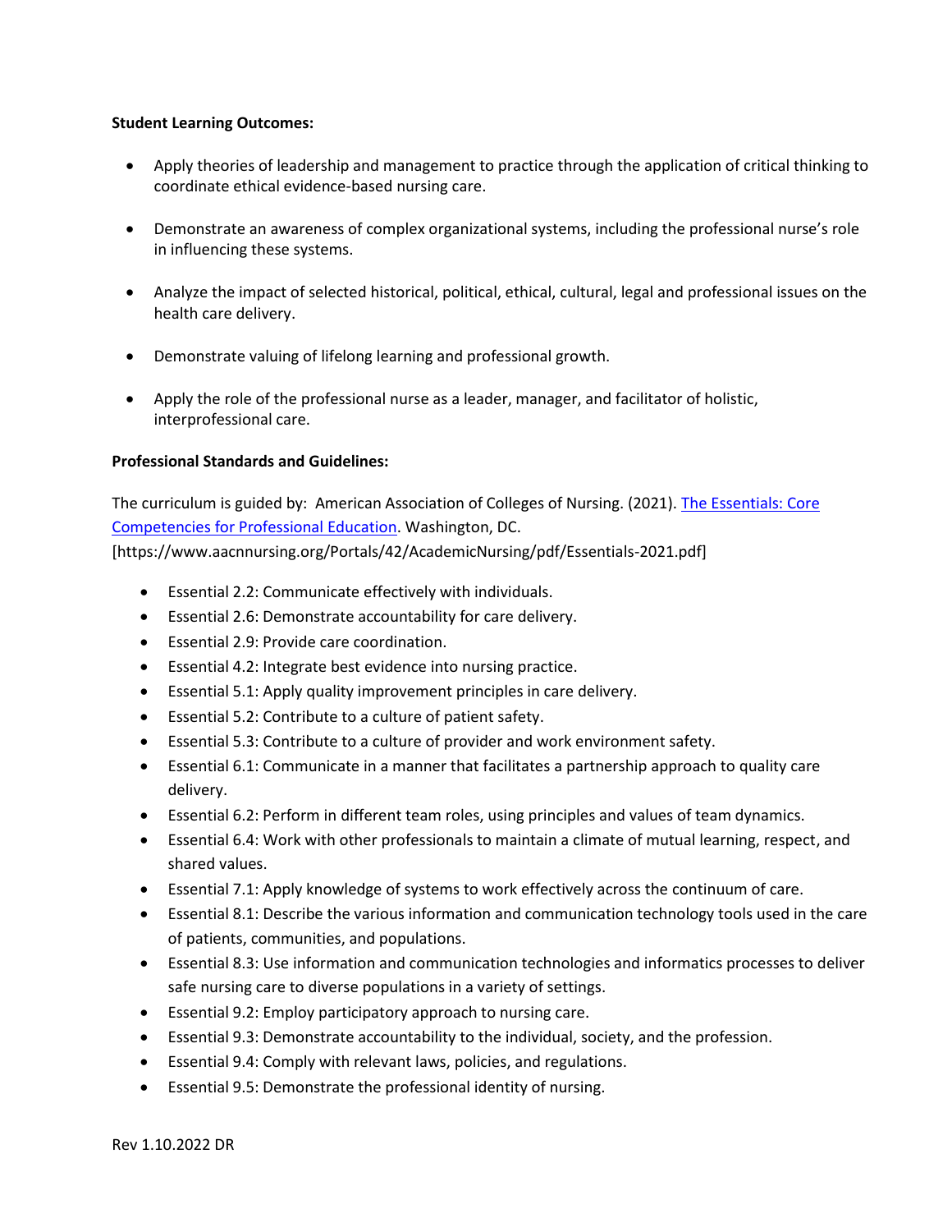**Student Learning Outcomes:**

- Apply theories of leadership and management to practice through the application of critical thinking to coordinate ethical evidence-based nursing care.
- Demonstrate an awareness of complex organizational systems, including the professional nurse's role in influencing these systems.
- Analyze the impact of selected historical, political, ethical, cultural, legal and professional issues on the health care delivery.
- Demonstrate valuing of lifelong learning and professional growth.
- Apply the role of the professional nurse as a leader, manager, and facilitator of holistic, interprofessional care.

**Professional Standards and Guidelines:**

The curriculum is guided by: American Association of Colleges of Nursing. (2021). [The Essentials: Core Competencies for Professional Education](https://www.aacnnursing.org/Portals/42/AcademicNursing/pdf/Essentials-2021.pdf). Washington, DC. [https://www.aacnnursing.org/Portals/42/AcademicNursing/pdf/Essentials-2021.pdf]

- Essential 2.2: Communicate effectively with individuals.
- Essential 2.6: Demonstrate accountability for care delivery.
- Essential 2.9: Provide care coordination.
- Essential 4.2: Integrate best evidence into nursing practice.
- Essential 5.1: Apply quality improvement principles in care delivery.
- Essential 5.2: Contribute to a culture of patient safety.
- Essential 5.3: Contribute to a culture of provider and work environment safety.
- Essential 6.1: Communicate in a manner that facilitates a partnership approach to quality care delivery.
- Essential 6.2: Perform in different team roles, using principles and values of team dynamics.
- Essential 6.4: Work with other professionals to maintain a climate of mutual learning, respect, and shared values.
- Essential 7.1: Apply knowledge of systems to work effectively across the continuum of care.
- Essential 8.1: Describe the various information and communication technology tools used in the care of patients, communities, and populations.
- Essential 8.3: Use information and communication technologies and informatics processes to deliver safe nursing care to diverse populations in a variety of settings.
- Essential 9.2: Employ participatory approach to nursing care.
- Essential 9.3: Demonstrate accountability to the individual, society, and the profession.
- Essential 9.4: Comply with relevant laws, policies, and regulations.
- Essential 9.5: Demonstrate the professional identity of nursing.

Rev 1.10.2022 DR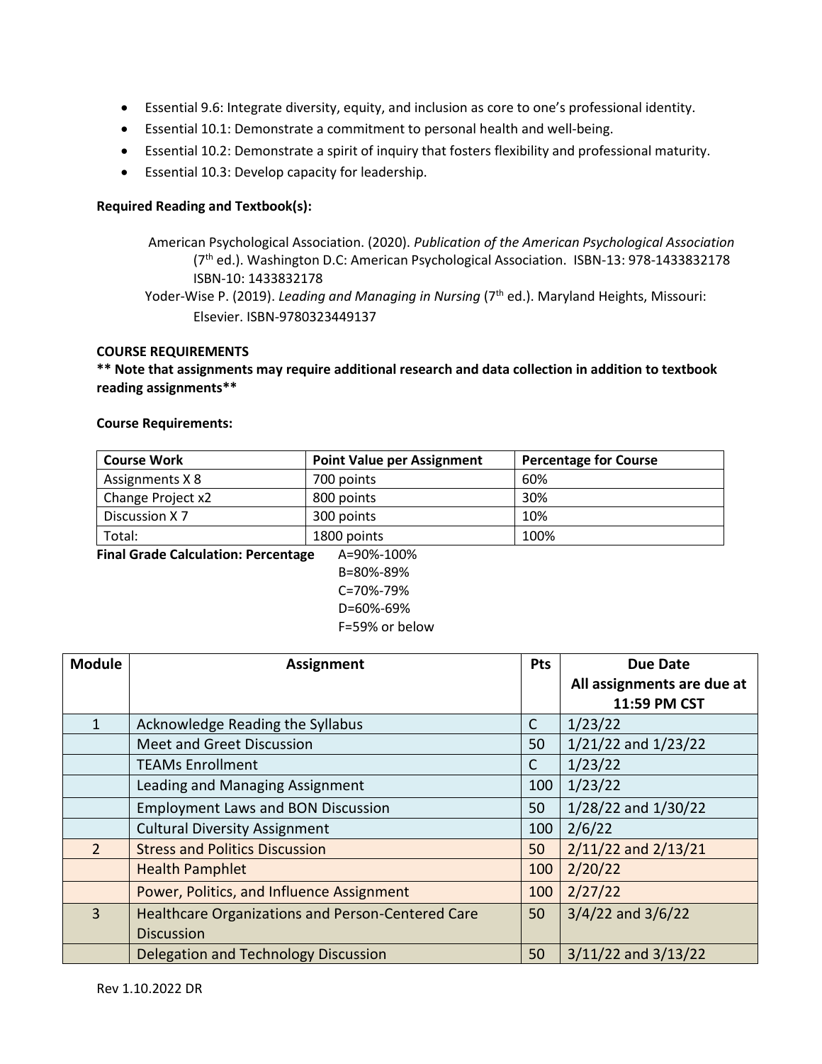- Essential 9.6: Integrate diversity, equity, and inclusion as core to one's professional identity.
- Essential 10.1: Demonstrate a commitment to personal health and well-being.
- Essential 10.2: Demonstrate a spirit of inquiry that fosters flexibility and professional maturity.
- Essential 10.3: Develop capacity for leadership.

**Required Reading and Textbook(s):**

American Psychological Association. (2020). *Publication of the American Psychological Association* (7th ed.). Washington D.C: American Psychological Association. ISBN-13: 978-1433832178 ISBN-10: 1433832178

Yoder-Wise P. (2019). *Leading and Managing in Nursing* (7th ed.). Maryland Heights, Missouri: Elsevier. ISBN-9780323449137

**COURSE REQUIREMENTS**

**\*\* Note that assignments may require additional research and data collection in addition to textbook reading assignments\*\***

**Course Requirements:**

| Course Work | Point Value per Assignment | Percentage for Course |
|---|---|---|
| Assignments X 8 | 700 points | 60% |
| Change Project x2 | 800 points | 30% |
| Discussion X 7 | 300 points | 10% |
| Total: | 1800 points | 100% |

**Final Grade Calculation: Percentage**
A=90%-100%
B=80%-89%
C=70%-79%
D=60%-69%
F=59% or below

| Module | Assignment | Pts | Due Date All assignments are due at 11:59 PM CST |
|---|---|---|---|
| 1 | Acknowledge Reading the Syllabus | C | 1/23/22 |
| | Meet and Greet Discussion | 50 | 1/21/22 and 1/23/22 |
| | TEAMs Enrollment | C | 1/23/22 |
| | Leading and Managing Assignment | 100 | 1/23/22 |
| | Employment Laws and BON Discussion | 50 | 1/28/22 and 1/30/22 |
| | Cultural Diversity Assignment | 100 | 2/6/22 |
| 2 | Stress and Politics Discussion | 50 | 2/11/22 and 2/13/21 |
| | Health Pamphlet | 100 | 2/20/22 |
| | Power, Politics, and Influence Assignment | 100 | 2/27/22 |
| 3 | Healthcare Organizations and Person-Centered Care Discussion | 50 | 3/4/22 and 3/6/22 |
| | Delegation and Technology Discussion | 50 | 3/11/22 and 3/13/22 |

Rev 1.10.2022 DR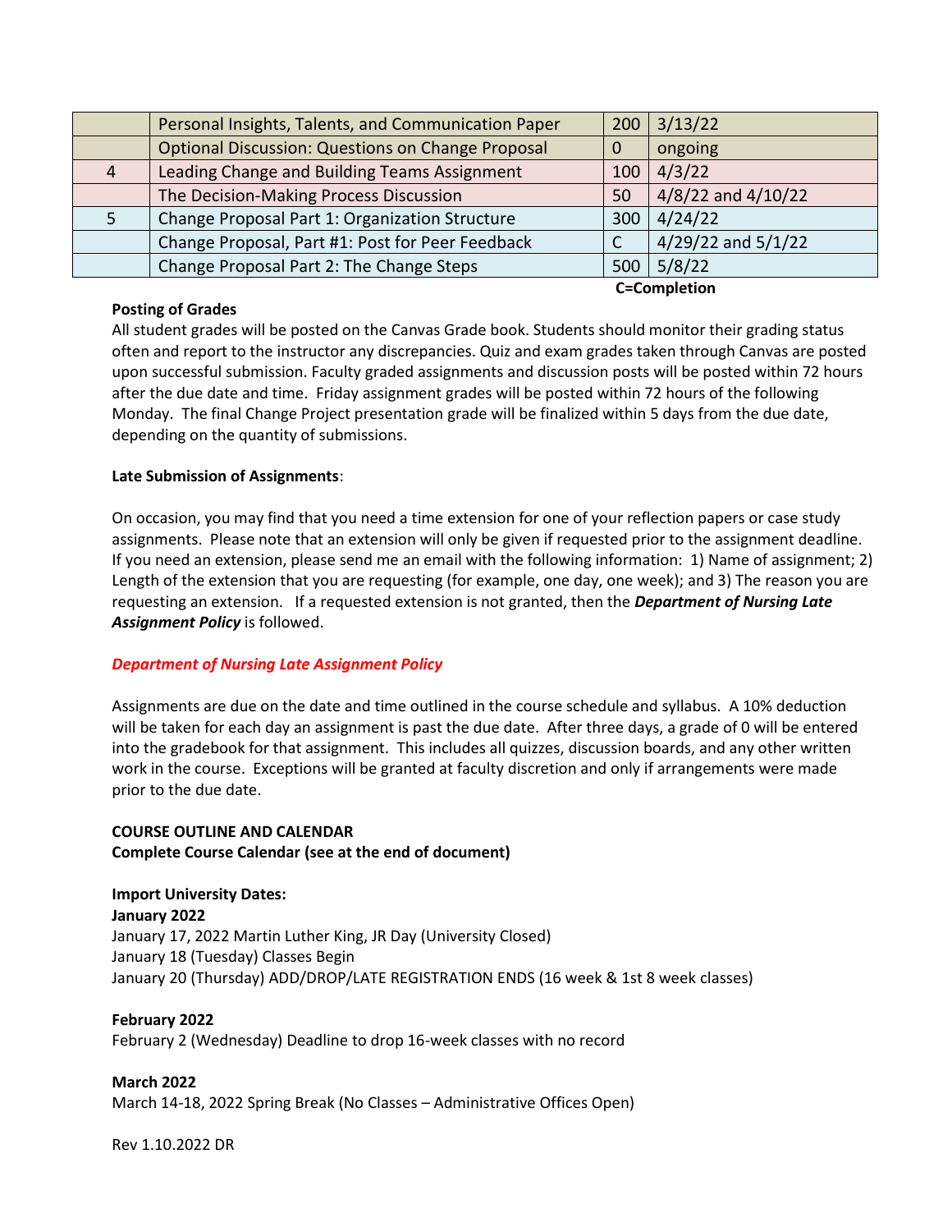| | | | |
|---|---|---|---|
| | Personal Insights, Talents, and Communication Paper | 200 | 3/13/22 |
| | Optional Discussion: Questions on Change Proposal | 0 | ongoing |
| 4 | Leading Change and Building Teams Assignment | 100 | 4/3/22 |
| | The Decision-Making Process Discussion | 50 | 4/8/22 and 4/10/22 |
| 5 | Change Proposal Part 1: Organization Structure | 300 | 4/24/22 |
| | Change Proposal, Part #1: Post for Peer Feedback | C | 4/29/22 and 5/1/22 |
| | Change Proposal Part 2: The Change Steps | 500 | 5/8/22 |

**C=Completion**

**Posting of Grades**

All student grades will be posted on the Canvas Grade book. Students should monitor their grading status often and report to the instructor any discrepancies. Quiz and exam grades taken through Canvas are posted upon successful submission. Faculty graded assignments and discussion posts will be posted within 72 hours after the due date and time. Friday assignment grades will be posted within 72 hours of the following Monday. The final Change Project presentation grade will be finalized within 5 days from the due date, depending on the quantity of submissions.

**Late Submission of Assignments**:

On occasion, you may find that you need a time extension for one of your reflection papers or case study assignments. Please note that an extension will only be given if requested prior to the assignment deadline. If you need an extension, please send me an email with the following information: 1) Name of assignment; 2) Length of the extension that you are requesting (for example, one day, one week); and 3) The reason you are requesting an extension. If a requested extension is not granted, then the ***Department of Nursing Late Assignment Policy*** is followed.

***Department of Nursing Late Assignment Policy***

Assignments are due on the date and time outlined in the course schedule and syllabus. A 10% deduction will be taken for each day an assignment is past the due date. After three days, a grade of 0 will be entered into the gradebook for that assignment. This includes all quizzes, discussion boards, and any other written work in the course. Exceptions will be granted at faculty discretion and only if arrangements were made prior to the due date.

**COURSE OUTLINE AND CALENDAR**
**Complete Course Calendar (see at the end of document)**

**Import University Dates:**
**January 2022**
January 17, 2022 Martin Luther King, JR Day (University Closed)
January 18 (Tuesday) Classes Begin
January 20 (Thursday) ADD/DROP/LATE REGISTRATION ENDS (16 week & 1st 8 week classes)

**February 2022**
February 2 (Wednesday) Deadline to drop 16-week classes with no record

**March 2022**
March 14-18, 2022 Spring Break (No Classes – Administrative Offices Open)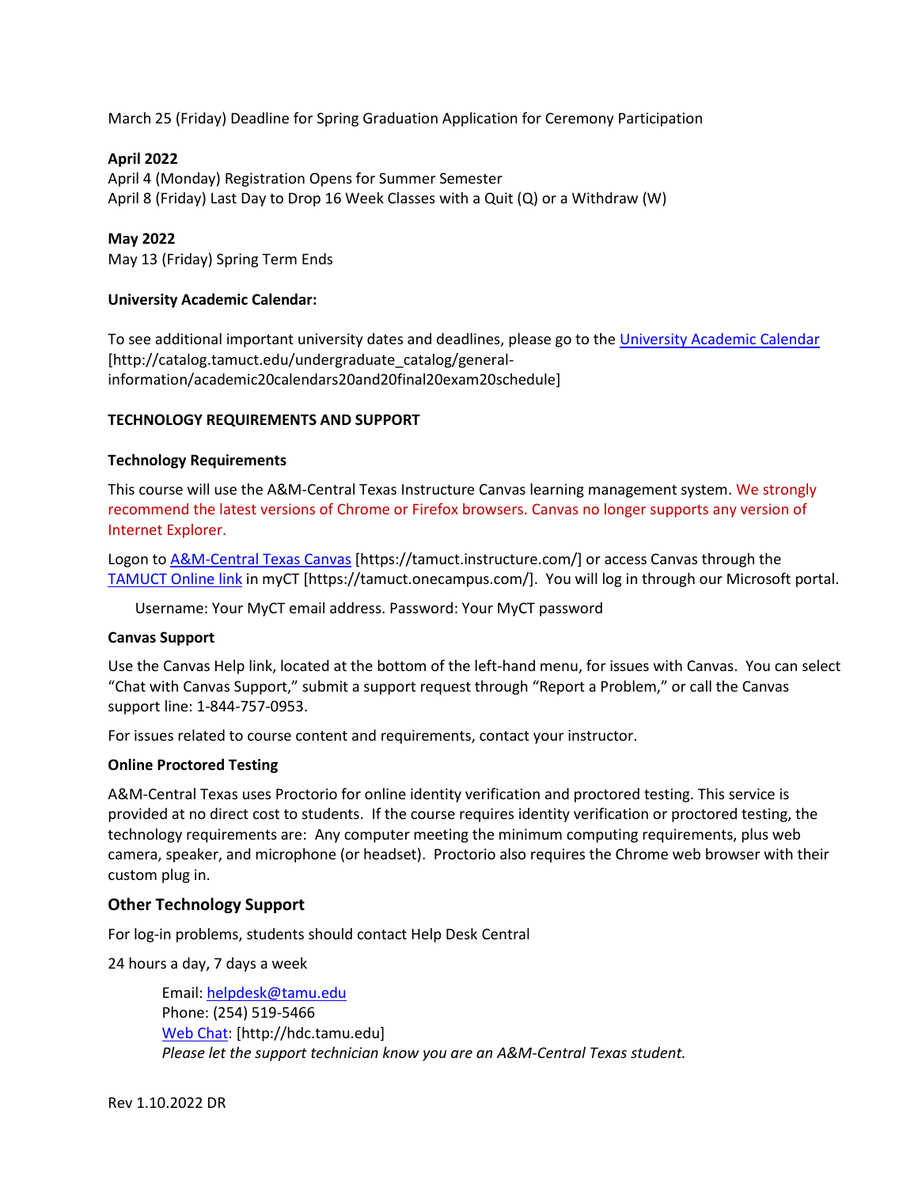March 25 (Friday) Deadline for Spring Graduation Application for Ceremony Participation

**April 2022**
April 4 (Monday) Registration Opens for Summer Semester
April 8 (Friday) Last Day to Drop 16 Week Classes with a Quit (Q) or a Withdraw (W)

**May 2022**
May 13 (Friday) Spring Term Ends

**University Academic Calendar:**

To see additional important university dates and deadlines, please go to the University Academic Calendar [http://catalog.tamuct.edu/undergraduate_catalog/general-information/academic20calendars20and20final20exam20schedule]

**TECHNOLOGY REQUIREMENTS AND SUPPORT**

**Technology Requirements**

This course will use the A&M-Central Texas Instructure Canvas learning management system. We strongly recommend the latest versions of Chrome or Firefox browsers. Canvas no longer supports any version of Internet Explorer.

Logon to A&M-Central Texas Canvas [https://tamuct.instructure.com/] or access Canvas through the TAMUCT Online link in myCT [https://tamuct.onecampus.com/]. You will log in through our Microsoft portal.

Username: Your MyCT email address. Password: Your MyCT password

**Canvas Support**

Use the Canvas Help link, located at the bottom of the left-hand menu, for issues with Canvas. You can select "Chat with Canvas Support," submit a support request through "Report a Problem," or call the Canvas support line: 1-844-757-0953.

For issues related to course content and requirements, contact your instructor.

**Online Proctored Testing**

A&M-Central Texas uses Proctorio for online identity verification and proctored testing. This service is provided at no direct cost to students. If the course requires identity verification or proctored testing, the technology requirements are: Any computer meeting the minimum computing requirements, plus web camera, speaker, and microphone (or headset). Proctorio also requires the Chrome web browser with their custom plug in.

### Other Technology Support

For log-in problems, students should contact Help Desk Central

24 hours a day, 7 days a week

Email: helpdesk@tamu.edu
Phone: (254) 519-5466
Web Chat: [http://hdc.tamu.edu]
*Please let the support technician know you are an A&M-Central Texas student.*

Rev 1.10.2022 DR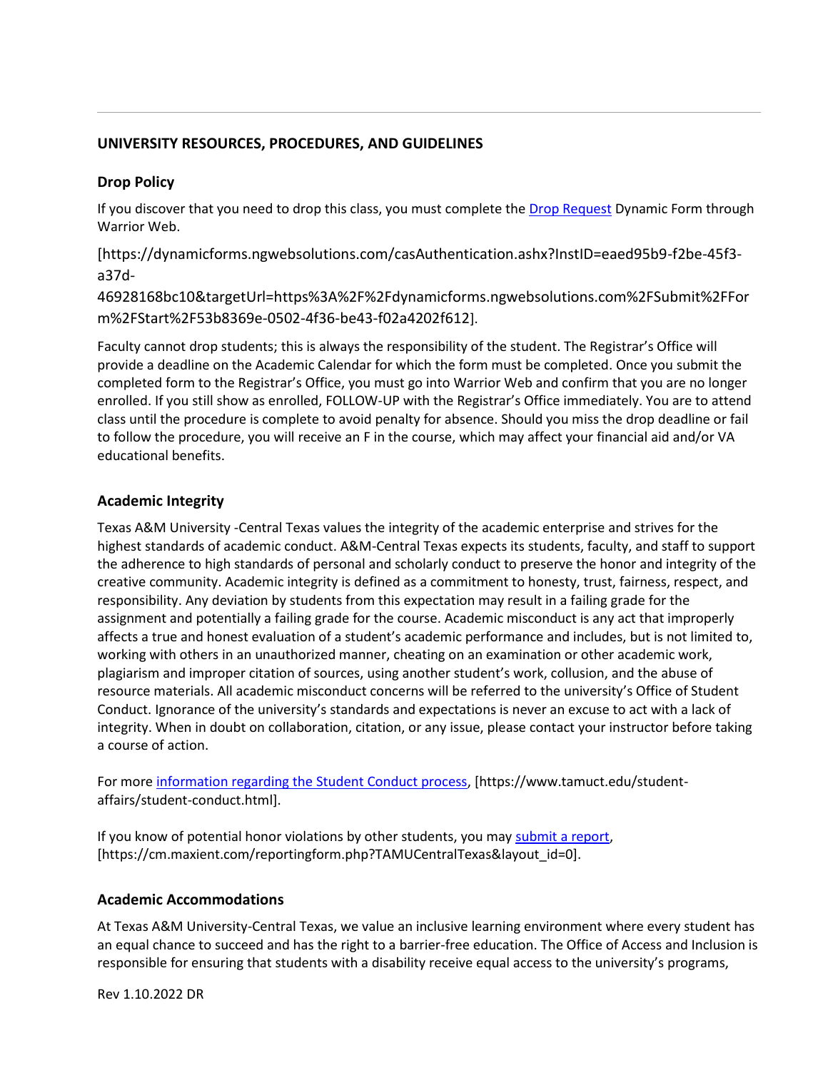## UNIVERSITY RESOURCES, PROCEDURES, AND GUIDELINES

### Drop Policy

If you discover that you need to drop this class, you must complete the [Drop Request](https://dynamicforms.ngwebsolutions.com/casAuthentication.ashx?InstID=eaed95b9-f2be-45f3-a37d-46928168bc10&targetUrl=https%3A%2F%2Fdynamicforms.ngwebsolutions.com%2FSubmit%2FForm%2FStart%2F53b8369e-0502-4f36-be43-f02a4202f612) Dynamic Form through Warrior Web.

[https://dynamicforms.ngwebsolutions.com/casAuthentication.ashx?InstID=eaed95b9-f2be-45f3-a37d-46928168bc10&targetUrl=https%3A%2F%2Fdynamicforms.ngwebsolutions.com%2FSubmit%2FForm%2FStart%2F53b8369e-0502-4f36-be43-f02a4202f612].

Faculty cannot drop students; this is always the responsibility of the student. The Registrar's Office will provide a deadline on the Academic Calendar for which the form must be completed. Once you submit the completed form to the Registrar's Office, you must go into Warrior Web and confirm that you are no longer enrolled. If you still show as enrolled, FOLLOW-UP with the Registrar's Office immediately. You are to attend class until the procedure is complete to avoid penalty for absence. Should you miss the drop deadline or fail to follow the procedure, you will receive an F in the course, which may affect your financial aid and/or VA educational benefits.

### Academic Integrity

Texas A&M University -Central Texas values the integrity of the academic enterprise and strives for the highest standards of academic conduct. A&M-Central Texas expects its students, faculty, and staff to support the adherence to high standards of personal and scholarly conduct to preserve the honor and integrity of the creative community. Academic integrity is defined as a commitment to honesty, trust, fairness, respect, and responsibility. Any deviation by students from this expectation may result in a failing grade for the assignment and potentially a failing grade for the course. Academic misconduct is any act that improperly affects a true and honest evaluation of a student's academic performance and includes, but is not limited to, working with others in an unauthorized manner, cheating on an examination or other academic work, plagiarism and improper citation of sources, using another student's work, collusion, and the abuse of resource materials. All academic misconduct concerns will be referred to the university's Office of Student Conduct. Ignorance of the university's standards and expectations is never an excuse to act with a lack of integrity. When in doubt on collaboration, citation, or any issue, please contact your instructor before taking a course of action.

For more [information regarding the Student Conduct process](https://www.tamuct.edu/student-affairs/student-conduct.html), [https://www.tamuct.edu/student-affairs/student-conduct.html].

If you know of potential honor violations by other students, you may [submit a report](https://cm.maxient.com/reportingform.php?TAMUCentralTexas&layout_id=0), [https://cm.maxient.com/reportingform.php?TAMUCentralTexas&layout_id=0].

### Academic Accommodations

At Texas A&M University-Central Texas, we value an inclusive learning environment where every student has an equal chance to succeed and has the right to a barrier-free education. The Office of Access and Inclusion is responsible for ensuring that students with a disability receive equal access to the university's programs,

Rev 1.10.2022 DR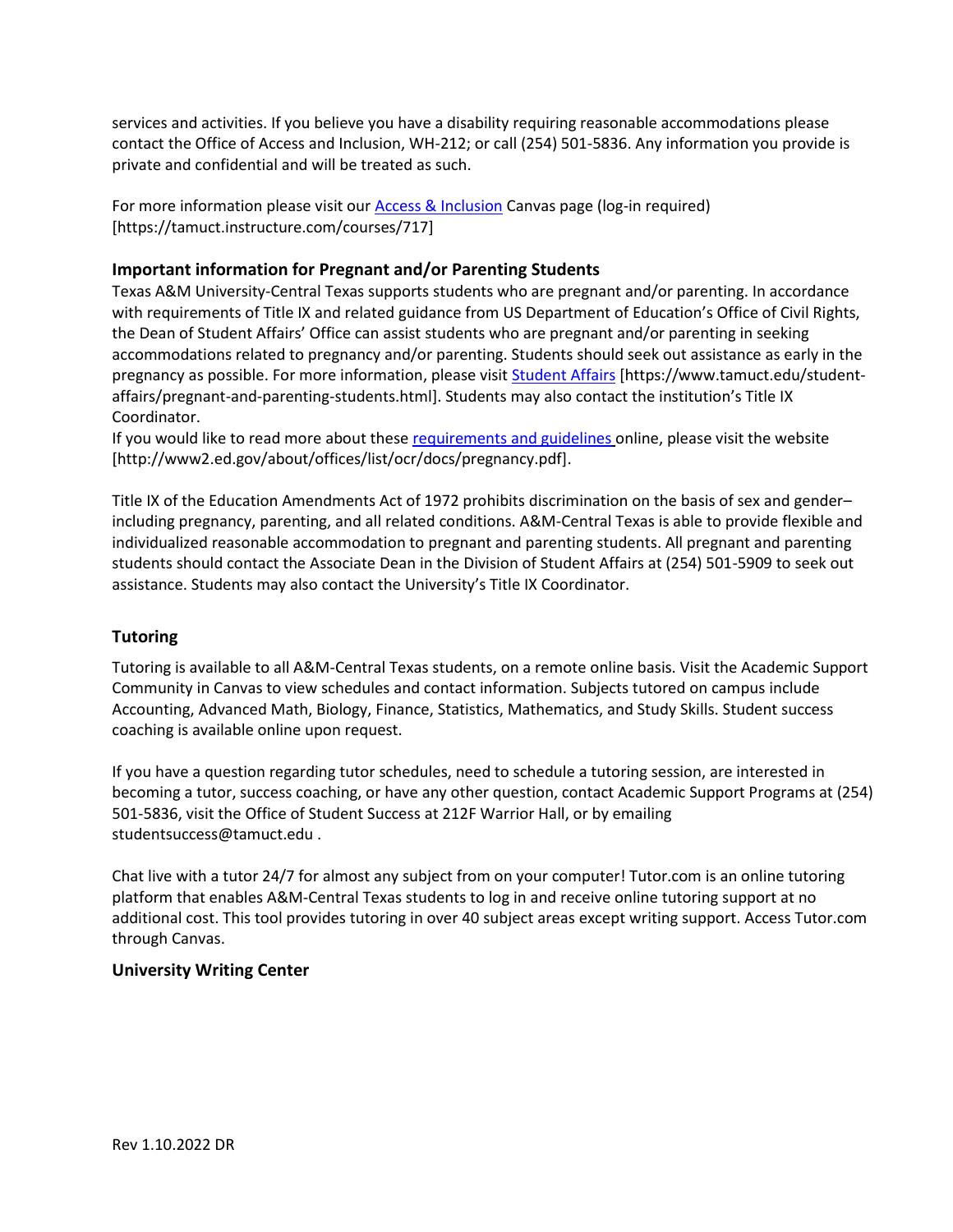services and activities. If you believe you have a disability requiring reasonable accommodations please contact the Office of Access and Inclusion, WH-212; or call (254) 501-5836. Any information you provide is private and confidential and will be treated as such.

For more information please visit our [Access & Inclusion](https://tamuct.instructure.com/courses/717) Canvas page (log-in required) [https://tamuct.instructure.com/courses/717]

### Important information for Pregnant and/or Parenting Students

Texas A&M University-Central Texas supports students who are pregnant and/or parenting. In accordance with requirements of Title IX and related guidance from US Department of Education's Office of Civil Rights, the Dean of Student Affairs' Office can assist students who are pregnant and/or parenting in seeking accommodations related to pregnancy and/or parenting. Students should seek out assistance as early in the pregnancy as possible. For more information, please visit [Student Affairs](https://www.tamuct.edu/student-affairs/pregnant-and-parenting-students.html) [https://www.tamuct.edu/student-affairs/pregnant-and-parenting-students.html]. Students may also contact the institution's Title IX Coordinator.
If you would like to read more about these [requirements and guidelines](http://www2.ed.gov/about/offices/list/ocr/docs/pregnancy.pdf) online, please visit the website [http://www2.ed.gov/about/offices/list/ocr/docs/pregnancy.pdf].

Title IX of the Education Amendments Act of 1972 prohibits discrimination on the basis of sex and gender–including pregnancy, parenting, and all related conditions. A&M-Central Texas is able to provide flexible and individualized reasonable accommodation to pregnant and parenting students. All pregnant and parenting students should contact the Associate Dean in the Division of Student Affairs at (254) 501-5909 to seek out assistance. Students may also contact the University's Title IX Coordinator.

### Tutoring

Tutoring is available to all A&M-Central Texas students, on a remote online basis. Visit the Academic Support Community in Canvas to view schedules and contact information. Subjects tutored on campus include Accounting, Advanced Math, Biology, Finance, Statistics, Mathematics, and Study Skills. Student success coaching is available online upon request.

If you have a question regarding tutor schedules, need to schedule a tutoring session, are interested in becoming a tutor, success coaching, or have any other question, contact Academic Support Programs at (254) 501-5836, visit the Office of Student Success at 212F Warrior Hall, or by emailing studentsuccess@tamuct.edu .

Chat live with a tutor 24/7 for almost any subject from on your computer! Tutor.com is an online tutoring platform that enables A&M-Central Texas students to log in and receive online tutoring support at no additional cost. This tool provides tutoring in over 40 subject areas except writing support. Access Tutor.com through Canvas.

### University Writing Center

Rev 1.10.2022 DR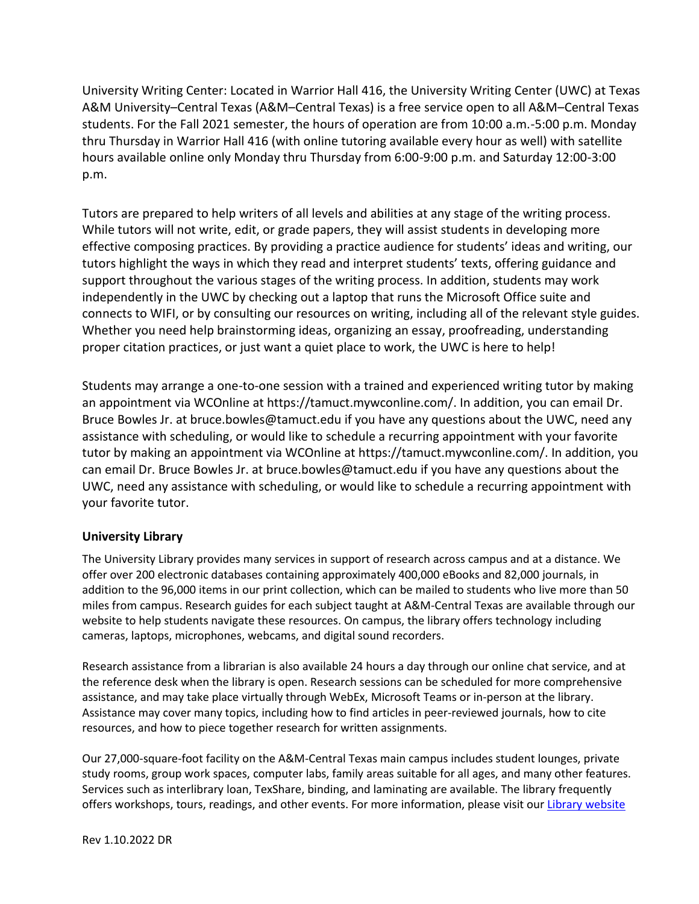University Writing Center: Located in Warrior Hall 416, the University Writing Center (UWC) at Texas A&M University–Central Texas (A&M–Central Texas) is a free service open to all A&M–Central Texas students. For the Fall 2021 semester, the hours of operation are from 10:00 a.m.-5:00 p.m. Monday thru Thursday in Warrior Hall 416 (with online tutoring available every hour as well) with satellite hours available online only Monday thru Thursday from 6:00-9:00 p.m. and Saturday 12:00-3:00 p.m.

Tutors are prepared to help writers of all levels and abilities at any stage of the writing process. While tutors will not write, edit, or grade papers, they will assist students in developing more effective composing practices. By providing a practice audience for students' ideas and writing, our tutors highlight the ways in which they read and interpret students' texts, offering guidance and support throughout the various stages of the writing process. In addition, students may work independently in the UWC by checking out a laptop that runs the Microsoft Office suite and connects to WIFI, or by consulting our resources on writing, including all of the relevant style guides. Whether you need help brainstorming ideas, organizing an essay, proofreading, understanding proper citation practices, or just want a quiet place to work, the UWC is here to help!

Students may arrange a one-to-one session with a trained and experienced writing tutor by making an appointment via WCOnline at https://tamuct.mywconline.com/. In addition, you can email Dr. Bruce Bowles Jr. at bruce.bowles@tamuct.edu if you have any questions about the UWC, need any assistance with scheduling, or would like to schedule a recurring appointment with your favorite tutor by making an appointment via WCOnline at https://tamuct.mywconline.com/. In addition, you can email Dr. Bruce Bowles Jr. at bruce.bowles@tamuct.edu if you have any questions about the UWC, need any assistance with scheduling, or would like to schedule a recurring appointment with your favorite tutor.

### University Library

The University Library provides many services in support of research across campus and at a distance. We offer over 200 electronic databases containing approximately 400,000 eBooks and 82,000 journals, in addition to the 96,000 items in our print collection, which can be mailed to students who live more than 50 miles from campus. Research guides for each subject taught at A&M-Central Texas are available through our website to help students navigate these resources. On campus, the library offers technology including cameras, laptops, microphones, webcams, and digital sound recorders.

Research assistance from a librarian is also available 24 hours a day through our online chat service, and at the reference desk when the library is open. Research sessions can be scheduled for more comprehensive assistance, and may take place virtually through WebEx, Microsoft Teams or in-person at the library. Assistance may cover many topics, including how to find articles in peer-reviewed journals, how to cite resources, and how to piece together research for written assignments.

Our 27,000-square-foot facility on the A&M-Central Texas main campus includes student lounges, private study rooms, group work spaces, computer labs, family areas suitable for all ages, and many other features. Services such as interlibrary loan, TexShare, binding, and laminating are available. The library frequently offers workshops, tours, readings, and other events. For more information, please visit our Library website

Rev 1.10.2022 DR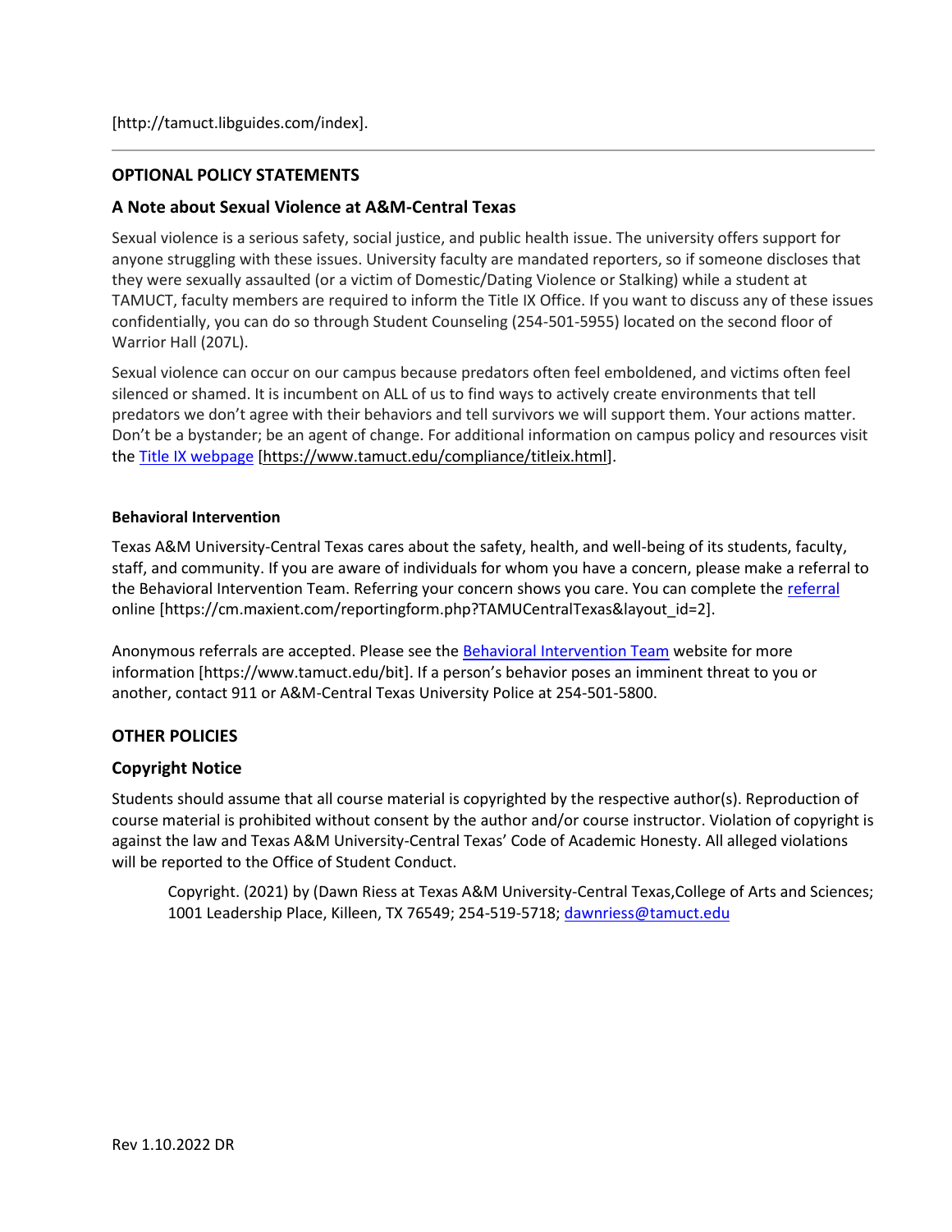[http://tamuct.libguides.com/index].

---

## OPTIONAL POLICY STATEMENTS

### A Note about Sexual Violence at A&M-Central Texas

Sexual violence is a serious safety, social justice, and public health issue. The university offers support for anyone struggling with these issues. University faculty are mandated reporters, so if someone discloses that they were sexually assaulted (or a victim of Domestic/Dating Violence or Stalking) while a student at TAMUCT, faculty members are required to inform the Title IX Office. If you want to discuss any of these issues confidentially, you can do so through Student Counseling (254-501-5955) located on the second floor of Warrior Hall (207L).

Sexual violence can occur on our campus because predators often feel emboldened, and victims often feel silenced or shamed. It is incumbent on ALL of us to find ways to actively create environments that tell predators we don't agree with their behaviors and tell survivors we will support them. Your actions matter. Don't be a bystander; be an agent of change. For additional information on campus policy and resources visit the Title IX webpage [https://www.tamuct.edu/compliance/titleix.html].

#### Behavioral Intervention

Texas A&M University-Central Texas cares about the safety, health, and well-being of its students, faculty, staff, and community. If you are aware of individuals for whom you have a concern, please make a referral to the Behavioral Intervention Team. Referring your concern shows you care. You can complete the referral online [https://cm.maxient.com/reportingform.php?TAMUCentralTexas&layout_id=2].

Anonymous referrals are accepted. Please see the Behavioral Intervention Team website for more information [https://www.tamuct.edu/bit]. If a person's behavior poses an imminent threat to you or another, contact 911 or A&M-Central Texas University Police at 254-501-5800.

## OTHER POLICIES

### Copyright Notice

Students should assume that all course material is copyrighted by the respective author(s). Reproduction of course material is prohibited without consent by the author and/or course instructor. Violation of copyright is against the law and Texas A&M University-Central Texas' Code of Academic Honesty. All alleged violations will be reported to the Office of Student Conduct.

> Copyright. (2021) by (Dawn Riess at Texas A&M University-Central Texas,College of Arts and Sciences; 1001 Leadership Place, Killeen, TX 76549; 254-519-5718; dawnriess@tamuct.edu

Rev 1.10.2022 DR